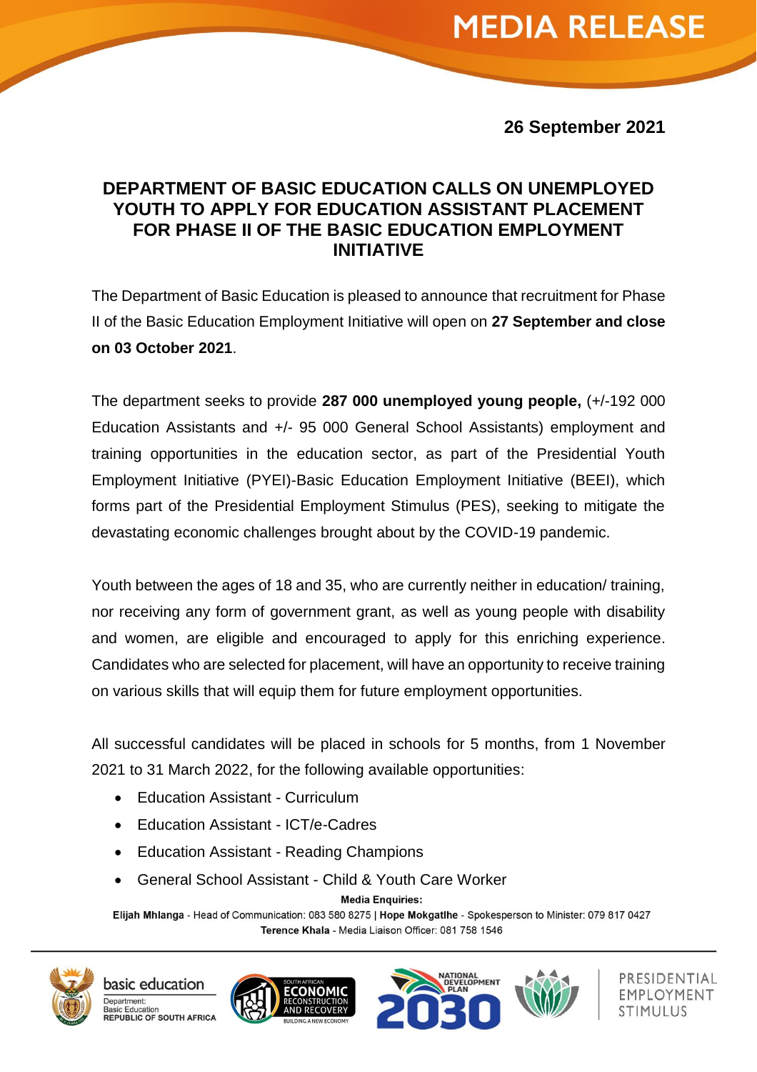# MEDIA RELEASE

**26 September 2021**

## DEPARTMENT OF BASIC EDUCATION CALLS ON UNEMPLOYED YOUTH TO APPLY FOR EDUCATION ASSISTANT PLACEMENT FOR PHASE II OF THE BASIC EDUCATION EMPLOYMENT INITIATIVE

The Department of Basic Education is pleased to announce that recruitment for Phase II of the Basic Education Employment Initiative will open on **27 September and close on 03 October 2021**.

The department seeks to provide **287 000 unemployed young people,** (+/-192 000 Education Assistants and +/- 95 000 General School Assistants) employment and training opportunities in the education sector, as part of the Presidential Youth Employment Initiative (PYEI)-Basic Education Employment Initiative (BEEI), which forms part of the Presidential Employment Stimulus (PES), seeking to mitigate the devastating economic challenges brought about by the COVID-19 pandemic.

Youth between the ages of 18 and 35, who are currently neither in education/ training, nor receiving any form of government grant, as well as young people with disability and women, are eligible and encouraged to apply for this enriching experience. Candidates who are selected for placement, will have an opportunity to receive training on various skills that will equip them for future employment opportunities.

All successful candidates will be placed in schools for 5 months, from 1 November 2021 to 31 March 2022, for the following available opportunities:

- Education Assistant - Curriculum
- Education Assistant - ICT/e-Cadres
- Education Assistant - Reading Champions
- General School Assistant - Child & Youth Care Worker

**Media Enquiries:**

**Elijah Mhlanga** - Head of Communication: 083 580 8275 | **Hope Mokgatlhe** - Spokesperson to Minister: 079 817 0427
**Terence Khala** - Media Liaison Officer: 081 758 1546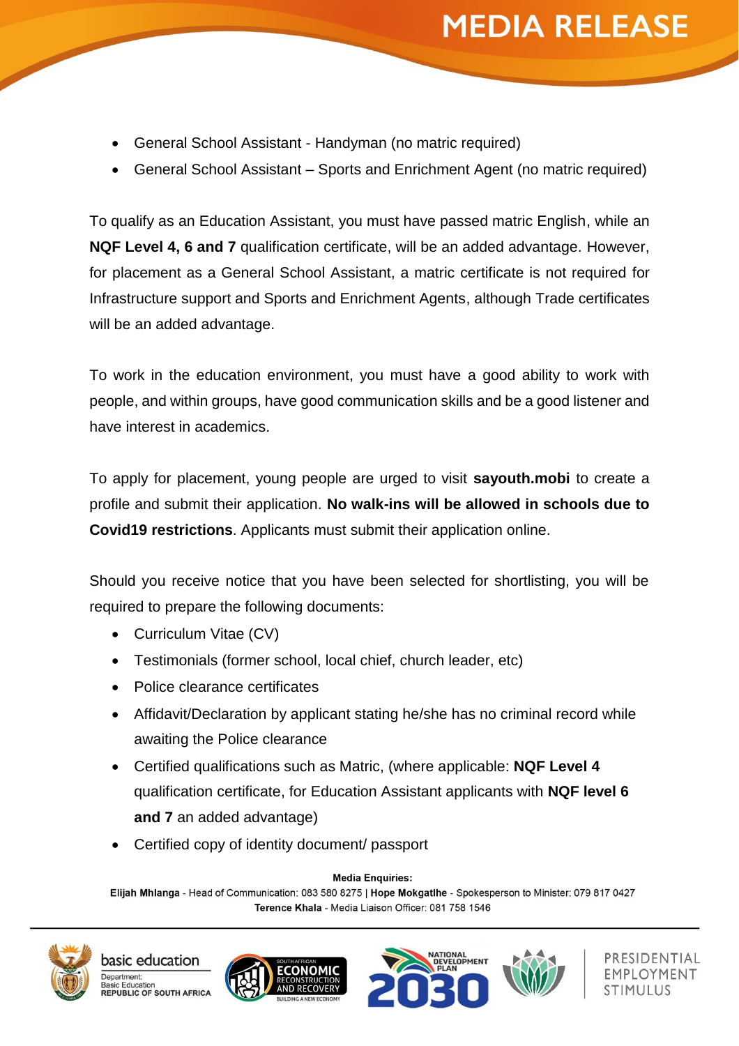- General School Assistant - Handyman (no matric required)
- General School Assistant – Sports and Enrichment Agent (no matric required)

To qualify as an Education Assistant, you must have passed matric English, while an **NQF Level 4, 6 and 7** qualification certificate, will be an added advantage. However, for placement as a General School Assistant, a matric certificate is not required for Infrastructure support and Sports and Enrichment Agents, although Trade certificates will be an added advantage.

To work in the education environment, you must have a good ability to work with people, and within groups, have good communication skills and be a good listener and have interest in academics.

To apply for placement, young people are urged to visit **sayouth.mobi** to create a profile and submit their application. **No walk-ins will be allowed in schools due to Covid19 restrictions**. Applicants must submit their application online.

Should you receive notice that you have been selected for shortlisting, you will be required to prepare the following documents:

- Curriculum Vitae (CV)
- Testimonials (former school, local chief, church leader, etc)
- Police clearance certificates
- Affidavit/Declaration by applicant stating he/she has no criminal record while awaiting the Police clearance
- Certified qualifications such as Matric, (where applicable: **NQF Level 4** qualification certificate, for Education Assistant applicants with **NQF level 6 and 7** an added advantage)
- Certified copy of identity document/ passport

**Media Enquiries:**
**Elijah Mhlanga** - Head of Communication: 083 580 8275 | **Hope Mokgatlhe** - Spokesperson to Minister: 079 817 0427
**Terence Khala** - Media Liaison Officer: 081 758 1546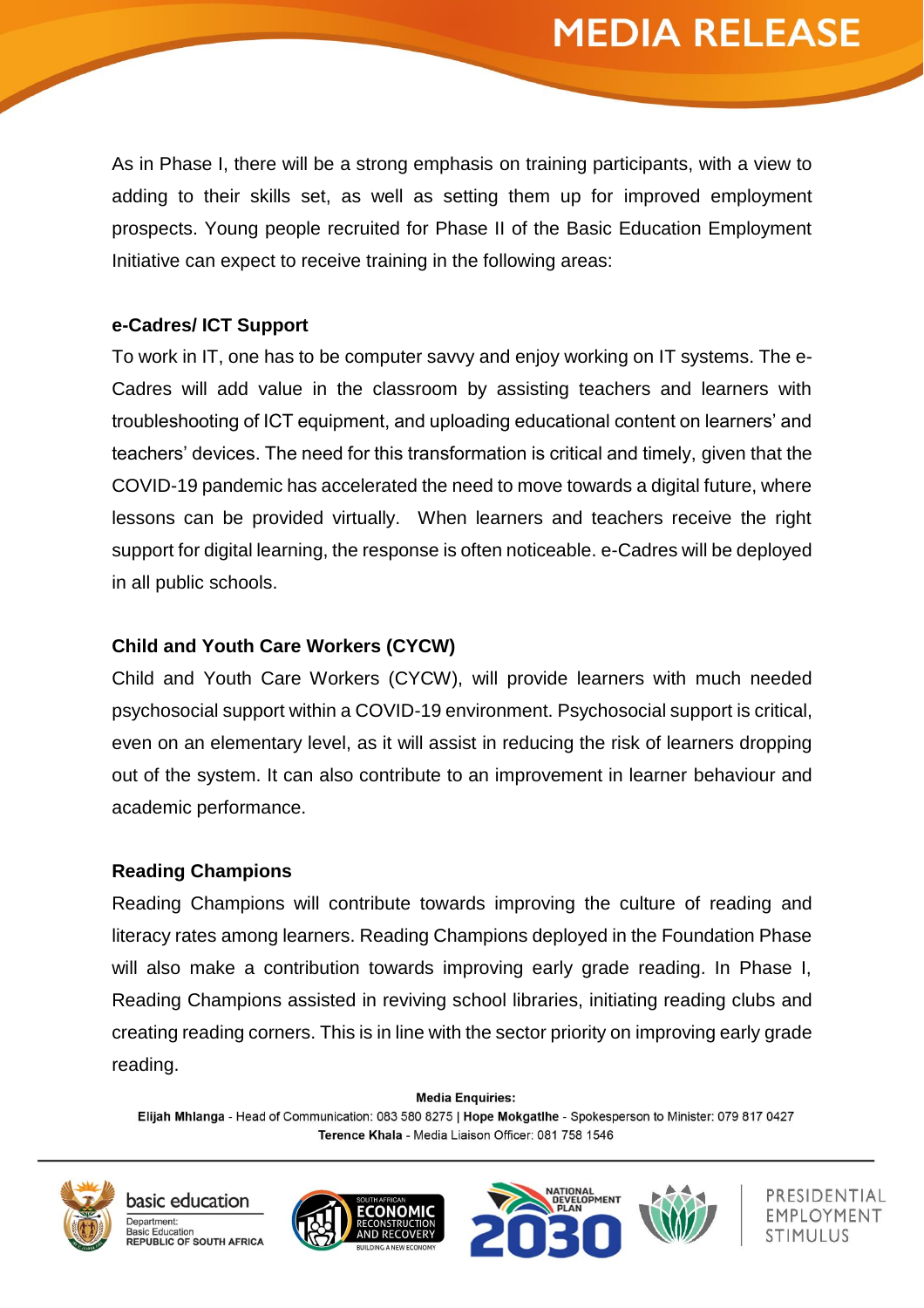As in Phase I, there will be a strong emphasis on training participants, with a view to adding to their skills set, as well as setting them up for improved employment prospects. Young people recruited for Phase II of the Basic Education Employment Initiative can expect to receive training in the following areas:

**e-Cadres/ ICT Support**

To work in IT, one has to be computer savvy and enjoy working on IT systems. The e-Cadres will add value in the classroom by assisting teachers and learners with troubleshooting of ICT equipment, and uploading educational content on learners' and teachers' devices. The need for this transformation is critical and timely, given that the COVID-19 pandemic has accelerated the need to move towards a digital future, where lessons can be provided virtually. When learners and teachers receive the right support for digital learning, the response is often noticeable. e-Cadres will be deployed in all public schools.

**Child and Youth Care Workers (CYCW)**

Child and Youth Care Workers (CYCW), will provide learners with much needed psychosocial support within a COVID-19 environment. Psychosocial support is critical, even on an elementary level, as it will assist in reducing the risk of learners dropping out of the system. It can also contribute to an improvement in learner behaviour and academic performance.

**Reading Champions**

Reading Champions will contribute towards improving the culture of reading and literacy rates among learners. Reading Champions deployed in the Foundation Phase will also make a contribution towards improving early grade reading. In Phase I, Reading Champions assisted in reviving school libraries, initiating reading clubs and creating reading corners. This is in line with the sector priority on improving early grade reading.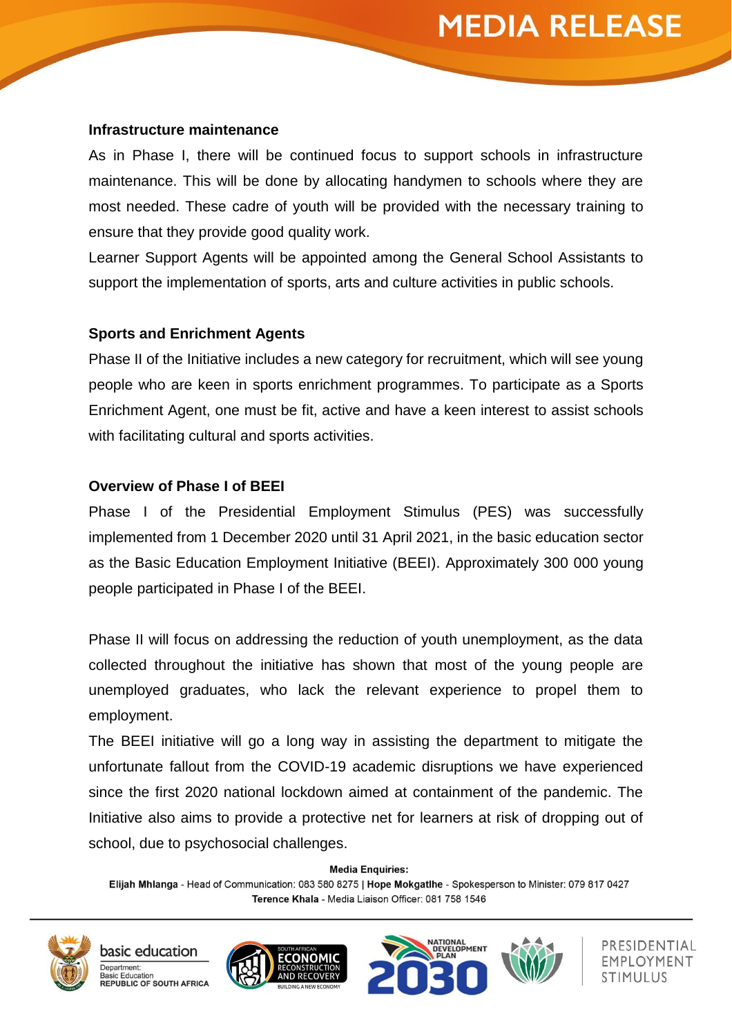### Infrastructure maintenance

As in Phase I, there will be continued focus to support schools in infrastructure maintenance. This will be done by allocating handymen to schools where they are most needed. These cadre of youth will be provided with the necessary training to ensure that they provide good quality work.

Learner Support Agents will be appointed among the General School Assistants to support the implementation of sports, arts and culture activities in public schools.

### Sports and Enrichment Agents

Phase II of the Initiative includes a new category for recruitment, which will see young people who are keen in sports enrichment programmes. To participate as a Sports Enrichment Agent, one must be fit, active and have a keen interest to assist schools with facilitating cultural and sports activities.

### Overview of Phase I of BEEI

Phase I of the Presidential Employment Stimulus (PES) was successfully implemented from 1 December 2020 until 31 April 2021, in the basic education sector as the Basic Education Employment Initiative (BEEI). Approximately 300 000 young people participated in Phase I of the BEEI.

Phase II will focus on addressing the reduction of youth unemployment, as the data collected throughout the initiative has shown that most of the young people are unemployed graduates, who lack the relevant experience to propel them to employment.

The BEEI initiative will go a long way in assisting the department to mitigate the unfortunate fallout from the COVID-19 academic disruptions we have experienced since the first 2020 national lockdown aimed at containment of the pandemic. The Initiative also aims to provide a protective net for learners at risk of dropping out of school, due to psychosocial challenges.

**Media Enquiries:**

**Elijah Mhlanga** - Head of Communication: 083 580 8275 | **Hope Mokgatlhe** - Spokesperson to Minister: 079 817 0427

**Terence Khala** - Media Liaison Officer: 081 758 1546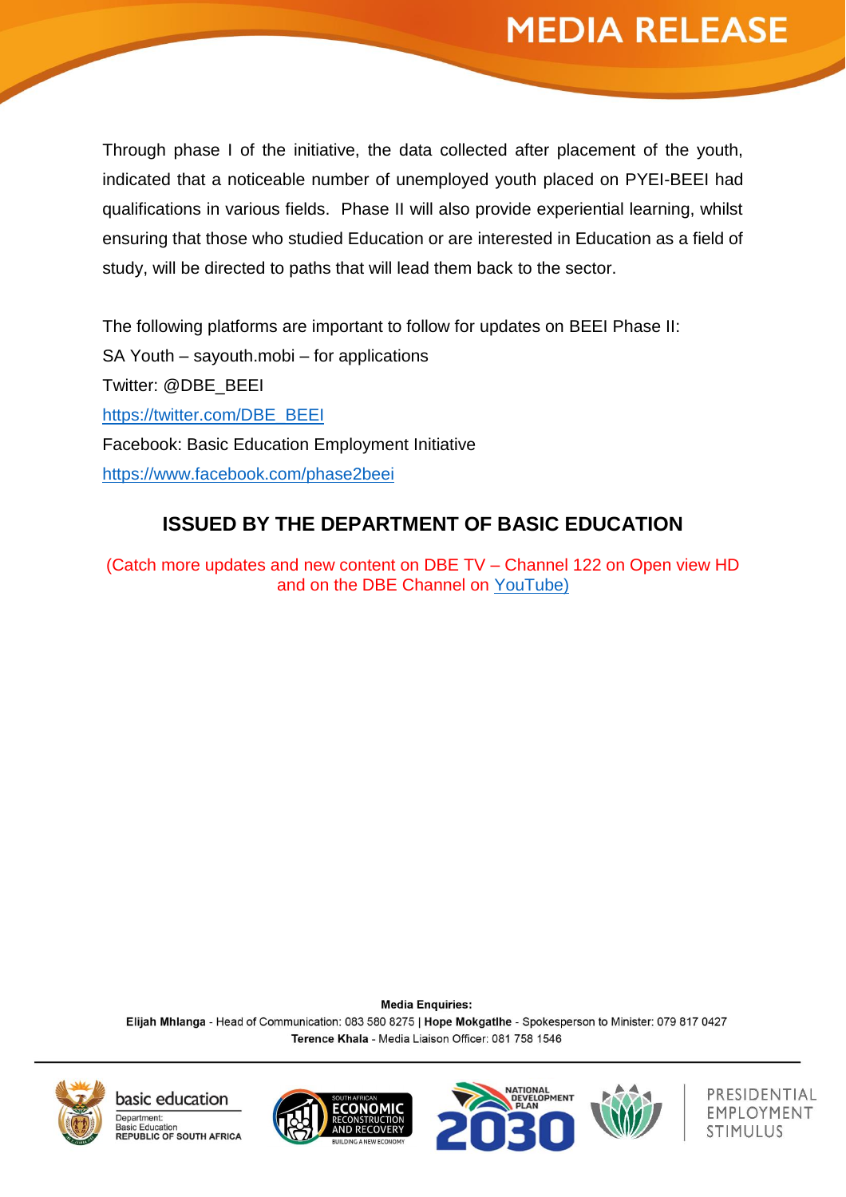Through phase I of the initiative, the data collected after placement of the youth, indicated that a noticeable number of unemployed youth placed on PYEI-BEEI had qualifications in various fields. Phase II will also provide experiential learning, whilst ensuring that those who studied Education or are interested in Education as a field of study, will be directed to paths that will lead them back to the sector.

The following platforms are important to follow for updates on BEEI Phase II:
SA Youth – sayouth.mobi – for applications
Twitter: @DBE_BEEI
https://twitter.com/DBE_BEEI
Facebook: Basic Education Employment Initiative
https://www.facebook.com/phase2beei

## ISSUED BY THE DEPARTMENT OF BASIC EDUCATION

(Catch more updates and new content on DBE TV – Channel 122 on Open view HD and on the DBE Channel on YouTube)

**Media Enquiries:**
**Elijah Mhlanga** - Head of Communication: 083 580 8275 | **Hope Mokgatlhe** - Spokesperson to Minister: 079 817 0427
**Terence Khala** - Media Liaison Officer: 081 758 1546